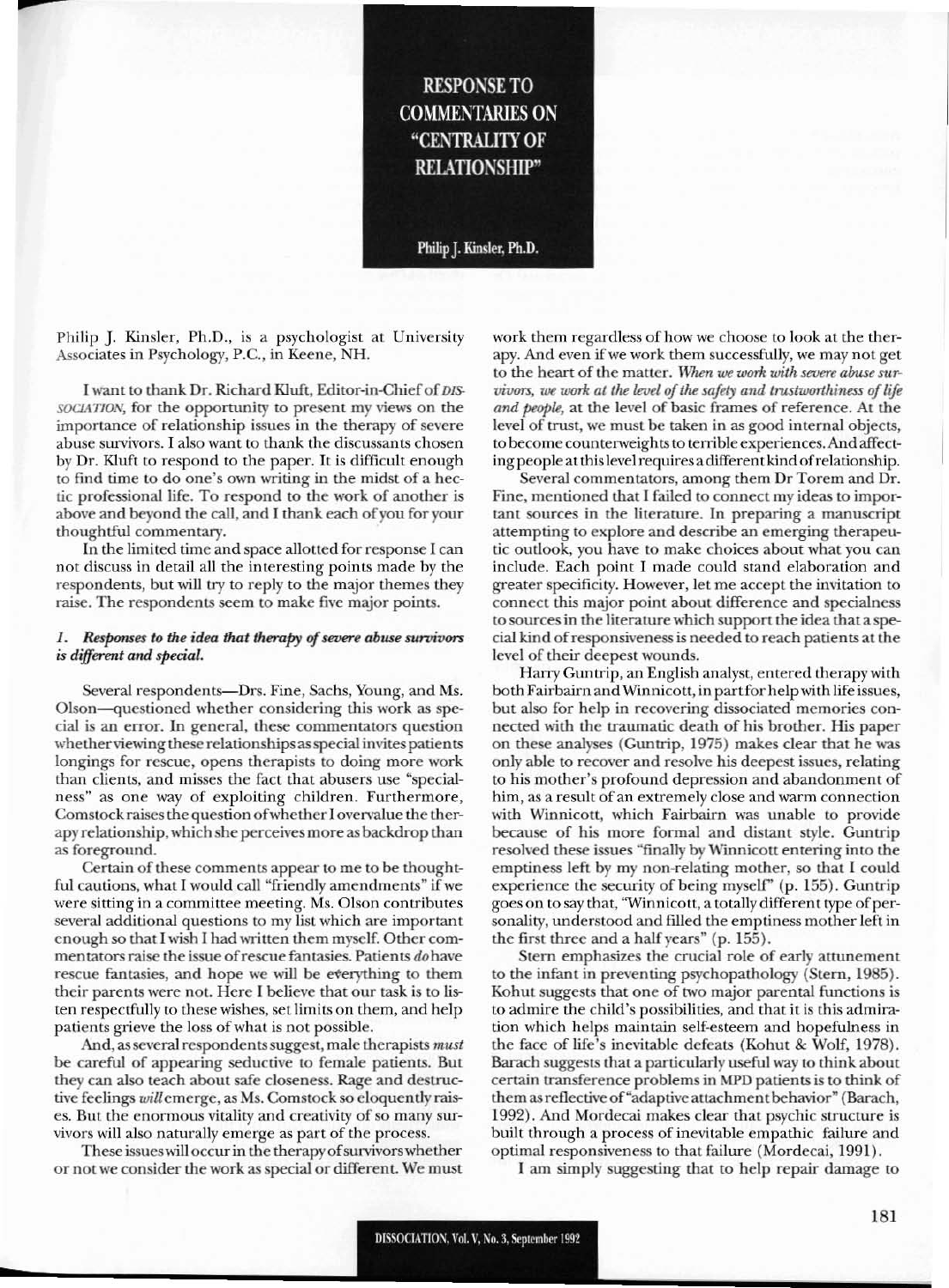# RESPONSE TO COMMENTARIES ON "CENTRALITY OF RELATIONSHIP"

**Philip J. Kinsler, Ph.D.**

Philip J. Kinsler, Ph.D., is a psychologist at University Associates in Psychology, P.C., in Keene, NH.

I want to thank Dr. Richard Kluft, Editor-in-Chief of *DISSOCIATION*, for the opportunity to present my views on the importance of relationship issues in the therapy of severe abuse survivors. I also want to thank the discussants chosen by Dr. Kluft to respond to the paper. It is difficult enough to find time to do one's own writing in the midst of a hectic professional life. To respond to the work of another is above and beyond the call, and I thank each of you for your thoughtful commentary.

In the limited time and space allotted for response I can not discuss in detail all the interesting points made by the respondents, but will try to reply to the major themes they raise. The respondents seem to make five major points.

### *1. Responses to the idea that therapy of severe abuse survivors is different and special.*

Several respondents—Drs. Fine, Sachs, Young, and Ms. Olson—questioned whether considering this work as special is an error. In general, these commentators question whether viewing these relationships as special invites patients longings for rescue, opens therapists to doing more work than clients, and misses the fact that abusers use "specialness" as one way of exploiting children. Furthermore, Comstock raises the question of whether I overvalue the therapy relationship, which she perceives more as backdrop than as foreground.

Certain of these comments appear to me to be thoughtful cautions, what I would call "friendly amendments" if we were sitting in a committee meeting. Ms. Olson contributes several additional questions to my list which are important enough so that I wish I had written them myself. Other commentators raise the issue of rescue fantasies. Patients *do* have rescue fantasies, and hope we will be everything to them their parents were not. Here I believe that our task is to listen respectfully to these wishes, set limits on them, and help patients grieve the loss of what is not possible.

And, as several respondents suggest, male therapists *must* be careful of appearing seductive to female patients. But they can also teach about safe closeness. Rage and destructive feelings *will* emerge, as Ms. Comstock so eloquently raises. But the enormous vitality and creativity of so many survivors will also naturally emerge as part of the process.

These issues will occur in the therapy of survivors whether or not we consider the work as special or different. We must work them regardless of how we choose to look at the therapy. And even if we work them successfully, we may not get to the heart of the matter. *When we work with severe abuse survivors, we work at the level of the safety and trustworthiness of life and people,* at the level of basic frames of reference. At the level of trust, we must be taken in as good internal objects, to become counterweights to terrible experiences. And affecting people at this level requires a different kind of relationship.

Several commentators, among them Dr Torem and Dr. Fine, mentioned that I failed to connect my ideas to important sources in the literature. In preparing a manuscript attempting to explore and describe an emerging therapeutic outlook, you have to make choices about what you can include. Each point I made could stand elaboration and greater specificity. However, let me accept the invitation to connect this major point about difference and specialness to sources in the literature which support the idea that a special kind of responsiveness is needed to reach patients at the level of their deepest wounds.

Harry Guntrip, an English analyst, entered therapy with both Fairbairn and Winnicott, in part for help with life issues, but also for help in recovering dissociated memories connected with the traumatic death of his brother. His paper on these analyses (Guntrip, 1975) makes clear that he was only able to recover and resolve his deepest issues, relating to his mother's profound depression and abandonment of him, as a result of an extremely close and warm connection with Winnicott, which Fairbairn was unable to provide because of his more formal and distant style. Guntrip resolved these issues "finally by Winnicott entering into the emptiness left by my non-relating mother, so that I could experience the security of being myself" (p. 155). Guntrip goes on to say that, "Winnicott, a totally different type of personality, understood and filled the emptiness mother left in the first three and a half years" (p. 155).

Stern emphasizes the crucial role of early attunement to the infant in preventing psychopathology (Stern, 1985). Kohut suggests that one of two major parental functions is to admire the child's possibilities, and that it is this admiration which helps maintain self-esteem and hopefulness in the face of life's inevitable defeats (Kohut & Wolf, 1978). Barach suggests that a particularly useful way to think about certain transference problems in MPD patients is to think of them as reflective of "adaptive attachment behavior" (Barach, 1992). And Mordecai makes clear that psychic structure is built through a process of inevitable empathic failure and optimal responsiveness to that failure (Mordecai, 1991).

I am simply suggesting that to help repair damage to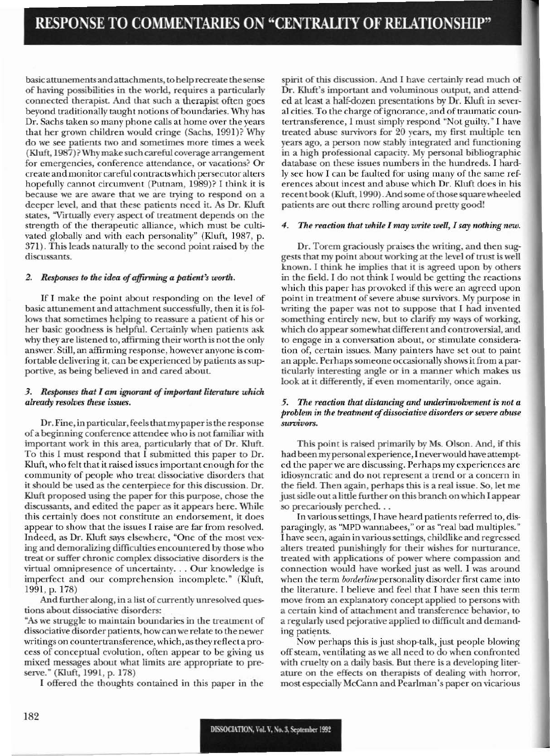basic attunements and attachments, to help recreate the sense of having possibilities in the world, requires a particularly connected therapist. And that such a therapist often goes beyond traditionally taught notions of boundaries. Why has Dr. Sachs taken so many phone calls at home over the years that her grown children would cringe (Sachs, 1991)? Why do we see patients two and sometimes more times a week (Kluft, 1987)? Why make such careful coverage arrangement for emergencies, conference attendance, or vacations? Or create and monitor careful contracts which persecutor alters hopefully cannot circumvent (Putnam, 1989)? I think it is because we are aware that we are trying to respond on a deeper level, and that these patients need it. As Dr. Kluft states, "Virtually every aspect of treatment depends on the strength of the therapeutic alliance, which must be cultivated globally and with each personality" (Kluft, 1987, p. 371). This leads naturally to the second point raised by the discussants.

#### *2. Responses to the idea of affirming a patient's worth.*

If I make the point about responding on the level of basic attunement and attachment successfully, then it is follows that sometimes helping to reassure a patient of his or her basic goodness is helpful. Certainly when patients ask why they are listened to, affirming their worth is not the only answer. Still, an affirming response, however anyone is comfortable delivering it, can be experienced by patients as supportive, as being believed in and cared about.

#### *3. Responses that I am ignorant of important literature which already resolves these issues.*

Dr. Fine, in particular, feels that my paper is the response of a beginning conference attendee who is not familiar with important work in this area, particularly that of Dr. Kluft. To this I must respond that I submitted this paper to Dr. Kluft, who felt that it raised issues important enough for the community of people who treat dissociative disorders that it should be used as the centerpiece for this discussion. Dr. Kluft proposed using the paper for this purpose, chose the discussants, and edited the paper as it appears here. While this certainly does not constitute an endorsement, it does appear to show that the issues I raise are far from resolved. Indeed, as Dr. Kluft says elsewhere, "One of the most vexing and demoralizing difficulties encountered by those who treat or suffer chronic complex dissociative disorders is the virtual omnipresence of uncertainty. . . Our knowledge is imperfect and our comprehension incomplete." (Kluft, 1991, p. 178)

And further along, in a list of currently unresolved questions about dissociative disorders:

"As we struggle to maintain boundaries in the treatment of dissociative disorder patients, how can we relate to the newer writings on countertransference, which, as they reflect a process of conceptual evolution, often appear to be giving us mixed messages about what limits are appropriate to preserve." (Kluft, 1991, p. 178)

I offered the thoughts contained in this paper in the spirit of this discussion. And I have certainly read much of Dr. Kluft's important and voluminous output, and attended at least a half-dozen presentations by Dr. Kluft in several cities. To the charge of ignorance, and of traumatic countertransference, I must simply respond "Not guilty." I have treated abuse survivors for 20 years, my first multiple ten years ago, a person now stably integrated and functioning in a high professional capacity. My personal bibliographic database on these issues numbers in the hundreds. I hardly see how I can be faulted for using many of the same references about incest and abuse which Dr. Kluft does in his recent book (Kluft, 1990). And some of those square wheeled patients are out there rolling around pretty good!

#### *4. The reaction that while I may write well, I say nothing new.*

Dr. Torem graciously praises the writing, and then suggests that my point about working at the level of trust is well known. I think he implies that it is agreed upon by others in the field. I do not think I would be getting the reactions which this paper has provoked if this were an agreed upon point in treatment of severe abuse survivors. My purpose in writing the paper was not to suppose that I had invented something entirely new, but to clarify my ways of working, which do appear somewhat different and controversial, and to engage in a conversation about, or stimulate consideration of, certain issues. Many painters have set out to paint an apple. Perhaps someone occasionally shows it from a particularly interesting angle or in a manner which makes us look at it differently, if even momentarily, once again.

#### *5. The reaction that distancing and underinvolvement is not a problem in the treatment of dissociative disorders or severe abuse survivors.*

This point is raised primarily by Ms. Olson. And, if this had been my personal experience, I never would have attempted the paper we are discussing. Perhaps my experiences are idiosyncratic and do not represent a trend or a concern in the field. Then again, perhaps this is a real issue. So, let me just sidle out a little further on this branch on which I appear so precariously perched. . .

In various settings, I have heard patients referred to, disparagingly, as "MPD wannabees," or as "real bad multiples." I have seen, again in various settings, childlike and regressed alters treated punishingly for their wishes for nurturance, treated with applications of power where compassion and connection would have worked just as well. I was around when the term *borderline* personality disorder first came into the literature. I believe and feel that I have seen this term move from an explanatory concept applied to persons with a certain kind of attachment and transference behavior, to a regularly used pejorative applied to difficult and demanding patients.

Now perhaps this is just shop-talk, just people blowing off steam, ventilating as we all need to do when confronted with cruelty on a daily basis. But there is a developing literature on the effects on therapists of dealing with horror, most especially McCann and Pearlman's paper on vicarious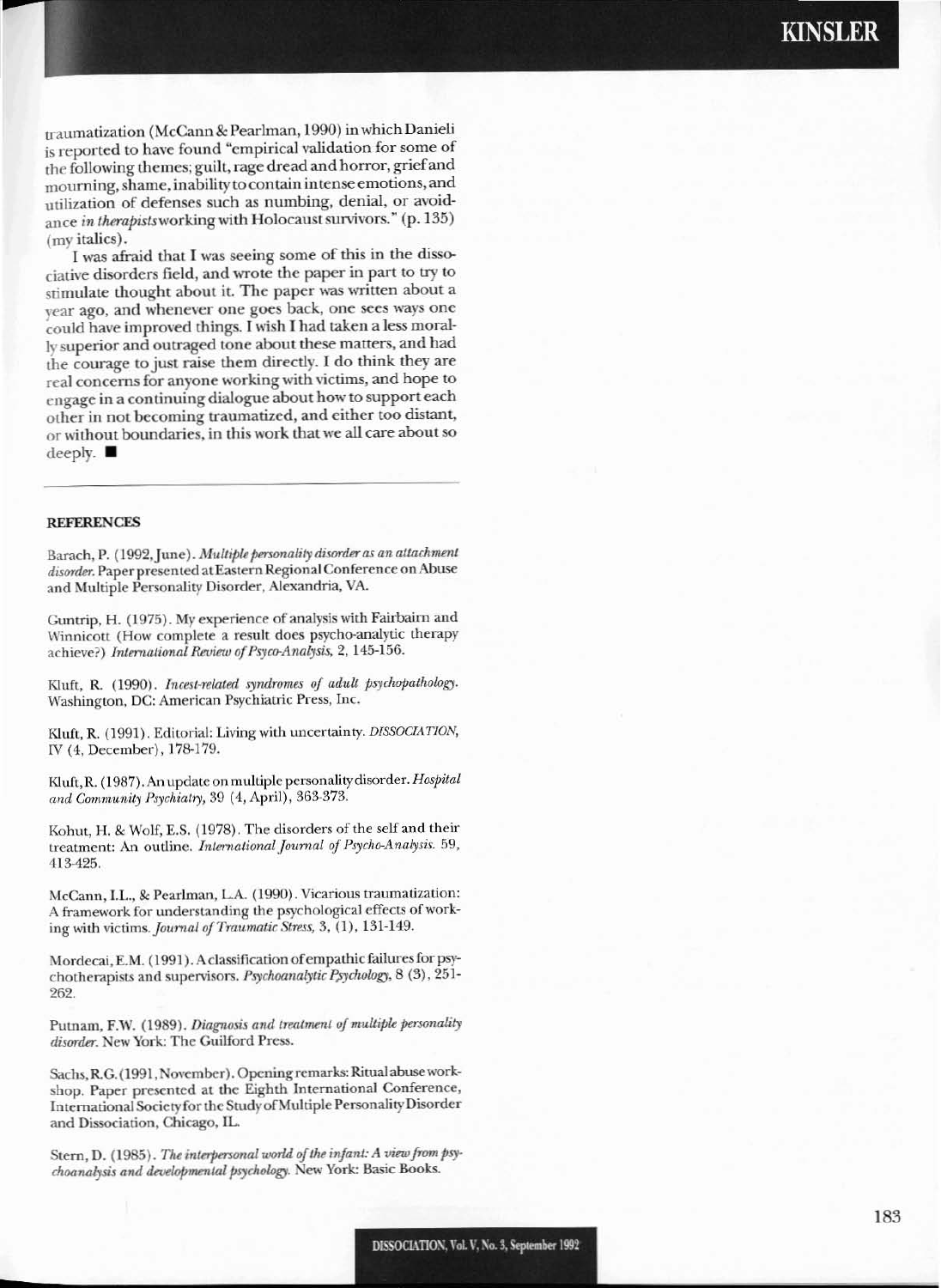traumatization (McCann & Pearlman, 1990) in which Danieli is reported to have found "empirical validation for some of the following themes; guilt, rage dread and horror, grief and mourning, shame, inability to contain intense emotions, and utilization of defenses such as numbing, denial, or avoidance *in therapists* working with Holocaust survivors." (p. 135) (my italics).

I was afraid that I was seeing some of this in the dissociative disorders field, and wrote the paper in part to try to stimulate thought about it. The paper was written about a year ago, and whenever one goes back, one sees ways one could have improved things. I wish I had taken a less morally superior and outraged tone about these matters, and had the courage to just raise them directly. I do think they are real concerns for anyone working with victims, and hope to engage in a continuing dialogue about how to support each other in not becoming traumatized, and either too distant, or without boundaries, in this work that we all care about so deeply. ■

## REFERENCES

Barach, P. (1992, June). *Multiple personality disorder as an attachment disorder.* Paper presented at Eastern Regional Conference on Abuse and Multiple Personality Disorder, Alexandria, VA.

Guntrip, H. (1975). My experience of analysis with Fairbairn and Winnicott (How complete a result does psycho-analytic therapy achieve?) *International Review of Psyco-Analysis,* 2, 145-156.

Kluft, R. (1990). *Incest-related syndromes of adult psychopathology.* Washington, DC: American Psychiatric Press, Inc.

Kluft, R. (1991). Editorial: Living with uncertainty. *DISSOCIATION,* IV (4, December), 178-179.

Kluft, R. (1987). An update on multiple personality disorder. *Hospital and Community Psychiatry,* 39 (4, April), 363-373.

Kohut, H. & Wolf, E.S. (1978). The disorders of the self and their treatment: An outline. *International Journal of Psycho-Analysis.* 59, 413-425.

McCann, I.L., & Pearlman, L.A. (1990). Vicarious traumatization: A framework for understanding the psychological effects of working with victims. *Journal of Traumatic Stress,* 3, (1), 131-149.

Mordecai, E.M. (1991). A classification of empathic failures for psychotherapists and supervisors. *Psychoanalytic Psychology,* 8 (3), 251-262.

Putnam, F.W. (1989). *Diagnosis and treatment of multiple personality disorder.* New York: The Guilford Press.

Sachs, R.G. (1991, November). Opening remarks: Ritual abuse workshop. Paper presented at the Eighth International Conference, International Society for the Study of Multiple Personality Disorder and Dissociation, Chicago, IL.

Stern, D. (1985). *The interpersonal world of the infant: A view from psychoanalysis and developmental psychology.* New York: Basic Books.